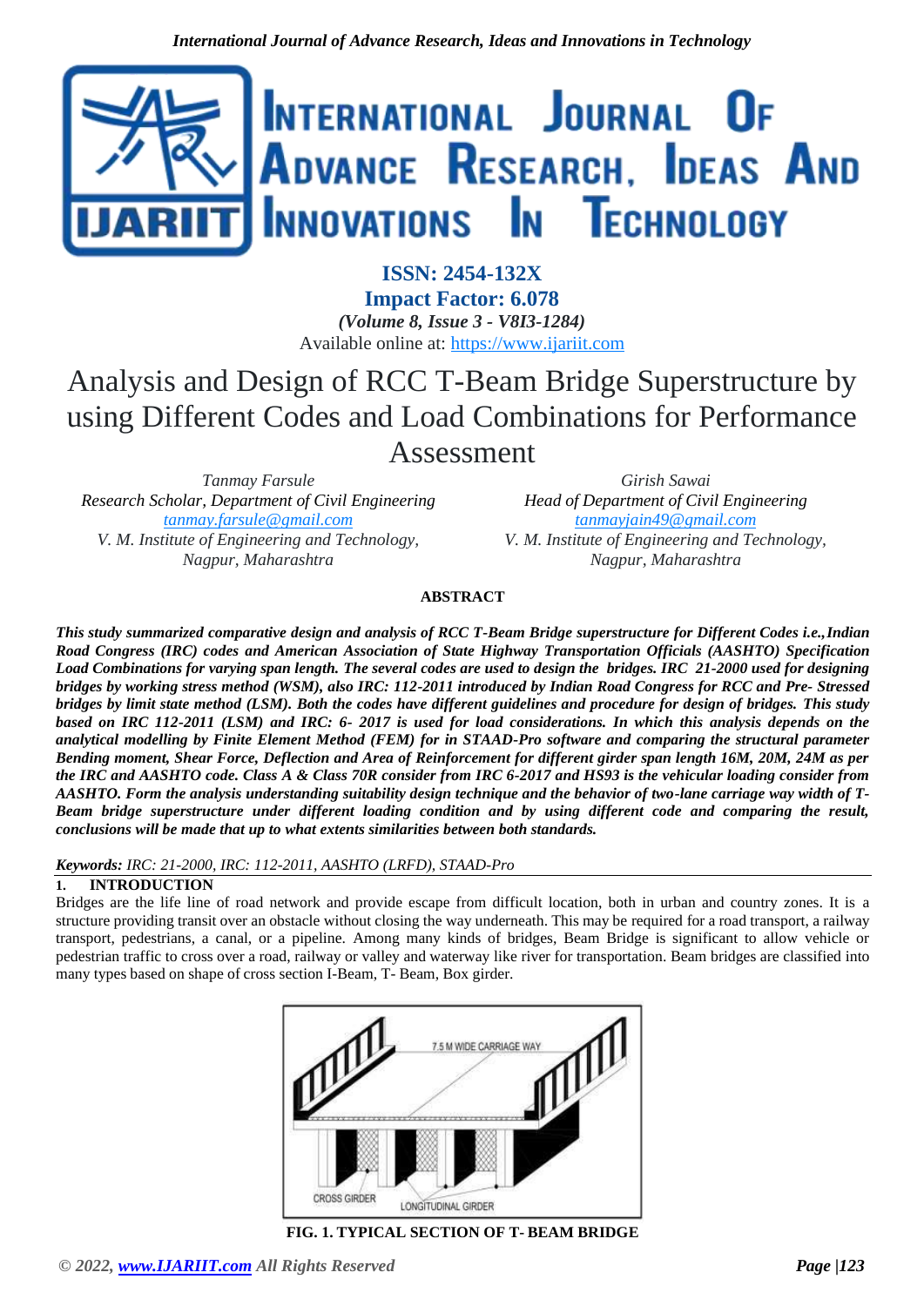ISSN: 2454-132X

Impact Factor: 6.078

*(Volume 8, Issue 3 - V8I3-1284)*

Available online at: https://www.ijariit.com

# Analysis and Design of RCC T-Beam Bridge Superstructure by using Different Codes and Load Combinations for Performance Assessment

*Tanmay Farsule*
*Research Scholar, Department of Civil Engineering*
*tanmay.farsule@gmail.com*
*V. M. Institute of Engineering and Technology, Nagpur, Maharashtra*

*Girish Sawai*
*Head of Department of Civil Engineering*
*tanmayjain49@gmail.com*
*V. M. Institute of Engineering and Technology, Nagpur, Maharashtra*

## ABSTRACT

***This study summarized comparative design and analysis of RCC T-Beam Bridge superstructure for Different Codes i.e., Indian Road Congress (IRC) codes and American Association of State Highway Transportation Officials (AASHTO) Specification Load Combinations for varying span length. The several codes are used to design the bridges. IRC 21-2000 used for designing bridges by working stress method (WSM), also IRC: 112-2011 introduced by Indian Road Congress for RCC and Pre- Stressed bridges by limit state method (LSM). Both the codes have different guidelines and procedure for design of bridges. This study based on IRC 112-2011 (LSM) and IRC: 6- 2017 is used for load considerations. In which this analysis depends on the analytical modelling by Finite Element Method (FEM) for in STAAD-Pro software and comparing the structural parameter Bending moment, Shear Force, Deflection and Area of Reinforcement for different girder span length 16M, 20M, 24M as per the IRC and AASHTO code. Class A & Class 70R consider from IRC 6-2017 and HS93 is the vehicular loading consider from AASHTO. Form the analysis understanding suitability design technique and the behavior of two-lane carriage way width of T-Beam bridge superstructure under different loading condition and by using different code and comparing the result, conclusions will be made that up to what extents similarities between both standards.***

***Keywords:*** *IRC: 21-2000, IRC: 112-2011, AASHTO (LRFD), STAAD-Pro*

## 1. INTRODUCTION

Bridges are the life line of road network and provide escape from difficult location, both in urban and country zones. It is a structure providing transit over an obstacle without closing the way underneath. This may be required for a road transport, a railway transport, pedestrians, a canal, or a pipeline. Among many kinds of bridges, Beam Bridge is significant to allow vehicle or pedestrian traffic to cross over a road, railway or valley and waterway like river for transportation. Beam bridges are classified into many types based on shape of cross section I-Beam, T- Beam, Box girder.

**FIG. 1. TYPICAL SECTION OF T- BEAM BRIDGE**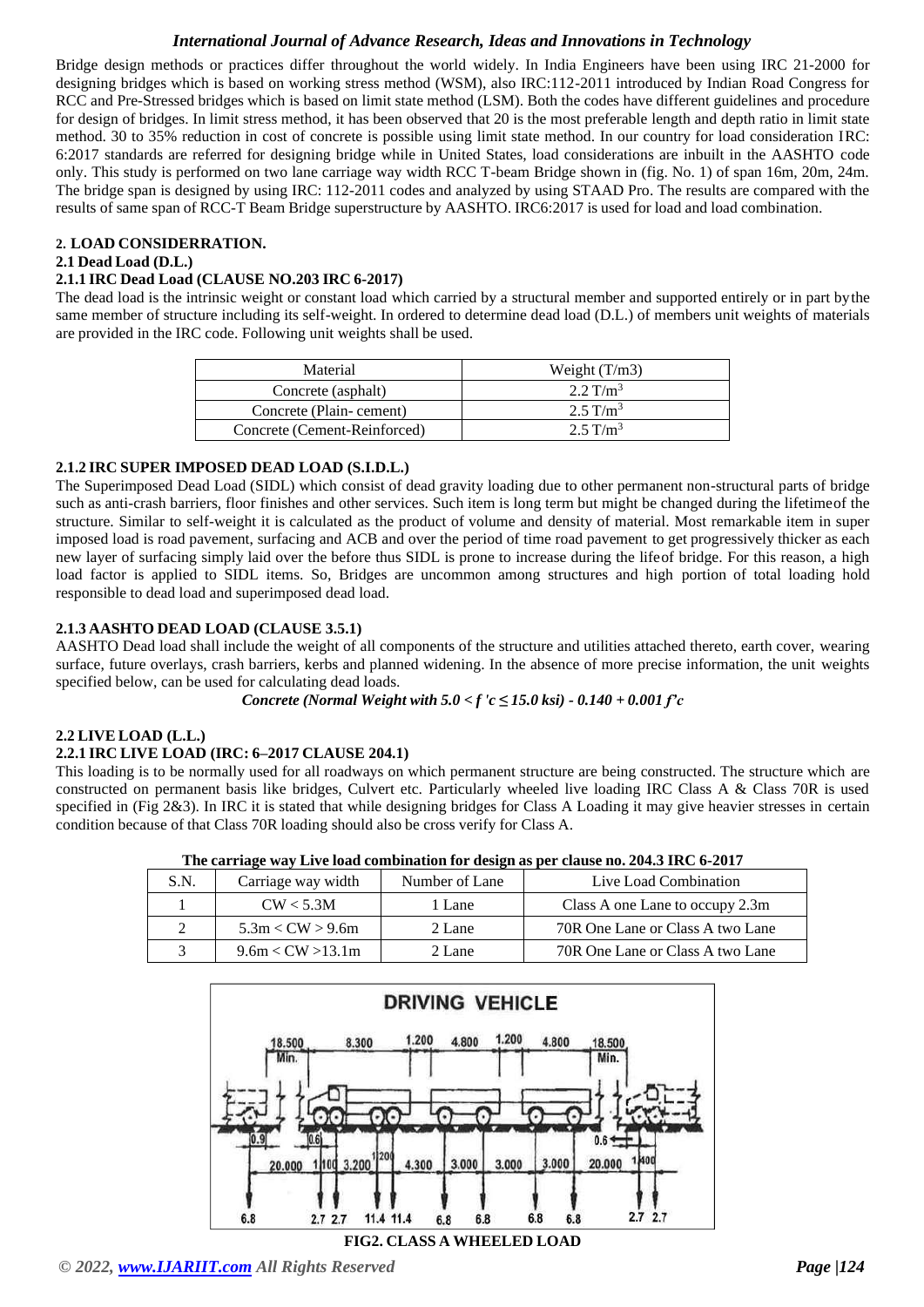Bridge design methods or practices differ throughout the world widely. In India Engineers have been using IRC 21-2000 for designing bridges which is based on working stress method (WSM), also IRC:112-2011 introduced by Indian Road Congress for RCC and Pre-Stressed bridges which is based on limit state method (LSM). Both the codes have different guidelines and procedure for design of bridges. In limit stress method, it has been observed that 20 is the most preferable length and depth ratio in limit state method. 30 to 35% reduction in cost of concrete is possible using limit state method. In our country for load consideration IRC: 6:2017 standards are referred for designing bridge while in United States, load considerations are inbuilt in the AASHTO code only. This study is performed on two lane carriage way width RCC T-beam Bridge shown in (fig. No. 1) of span 16m, 20m, 24m. The bridge span is designed by using IRC: 112-2011 codes and analyzed by using STAAD Pro. The results are compared with the results of same span of RCC-T Beam Bridge superstructure by AASHTO. IRC6:2017 is used for load and load combination.

## 2. LOAD CONSIDERRATION.

### 2.1 Dead Load (D.L.)

#### 2.1.1 IRC Dead Load (CLAUSE NO.203 IRC 6-2017)

The dead load is the intrinsic weight or constant load which carried by a structural member and supported entirely or in part bythe same member of structure including its self-weight. In ordered to determine dead load (D.L.) of members unit weights of materials are provided in the IRC code. Following unit weights shall be used.

| Material | Weight (T/m3) |
|---|---|
| Concrete (asphalt) | 2.2 $T/m^3$ |
| Concrete (Plain- cement) | 2.5 $T/m^3$ |
| Concrete (Cement-Reinforced) | 2.5 $T/m^3$ |

#### 2.1.2 IRC SUPER IMPOSED DEAD LOAD (S.I.D.L.)

The Superimposed Dead Load (SIDL) which consist of dead gravity loading due to other permanent non-structural parts of bridge such as anti-crash barriers, floor finishes and other services. Such item is long term but might be changed during the lifetimeof the structure. Similar to self-weight it is calculated as the product of volume and density of material. Most remarkable item in super imposed load is road pavement, surfacing and ACB and over the period of time road pavement to get progressively thicker as each new layer of surfacing simply laid over the before thus SIDL is prone to increase during the lifeof bridge. For this reason, a high load factor is applied to SIDL items. So, Bridges are uncommon among structures and high portion of total loading hold responsible to dead load and superimposed dead load.

#### 2.1.3 AASHTO DEAD LOAD (CLAUSE 3.5.1)

AASHTO Dead load shall include the weight of all components of the structure and utilities attached thereto, earth cover, wearing surface, future overlays, crash barriers, kerbs and planned widening. In the absence of more precise information, the unit weights specified below, can be used for calculating dead loads.

***Concrete (Normal Weight with $5.0 < f'c \leq 15.0$ ksi) - $0.140 + 0.001 f'c$***

### 2.2 LIVE LOAD (L.L.)

#### 2.2.1 IRC LIVE LOAD (IRC: 6–2017 CLAUSE 204.1)

This loading is to be normally used for all roadways on which permanent structure are being constructed. The structure which are constructed on permanent basis like bridges, Culvert etc. Particularly wheeled live loading IRC Class A & Class 70R is used specified in (Fig 2&3). In IRC it is stated that while designing bridges for Class A Loading it may give heavier stresses in certain condition because of that Class 70R loading should also be cross verify for Class A.

**The carriage way Live load combination for design as per clause no. 204.3 IRC 6-2017**

| S.N. | Carriage way width | Number of Lane | Live Load Combination |
|---|---|---|---|
| 1 | CW < 5.3M | 1 Lane | Class A one Lane to occupy 2.3m |
| 2 | 5.3m < CW > 9.6m | 2 Lane | 70R One Lane or Class A two Lane |
| 3 | 9.6m < CW >13.1m | 2 Lane | 70R One Lane or Class A two Lane |

**FIG2. CLASS A WHEELED LOAD**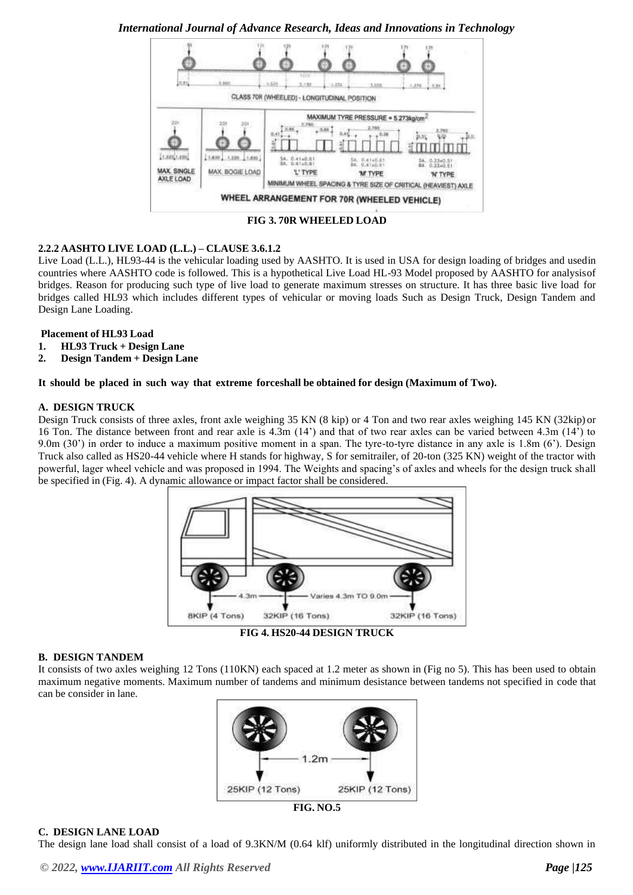FIG 3. 70R WHEELED LOAD

### 2.2.2 AASHTO LIVE LOAD (L.L.) – CLAUSE 3.6.1.2

Live Load (L.L.), HL93-44 is the vehicular loading used by AASHTO. It is used in USA for design loading of bridges and usedin countries where AASHTO code is followed. This is a hypothetical Live Load HL-93 Model proposed by AASHTO for analysisof bridges. Reason for producing such type of live load to generate maximum stresses on structure. It has three basic live load for bridges called HL93 which includes different types of vehicular or moving loads Such as Design Truck, Design Tandem and Design Lane Loading.

**Placement of HL93 Load**

1. **HL93 Truck + Design Lane**
2. **Design Tandem + Design Lane**

**It should be placed in such way that extreme forceshall be obtained for design (Maximum of Two).**

#### A. DESIGN TRUCK

Design Truck consists of three axles, front axle weighing 35 KN (8 kip) or 4 Ton and two rear axles weighing 145 KN (32kip) or 16 Ton. The distance between front and rear axle is 4.3m (14') and that of two rear axles can be varied between 4.3m (14') to 9.0m (30') in order to induce a maximum positive moment in a span. The tyre-to-tyre distance in any axle is 1.8m (6'). Design Truck also called as HS20-44 vehicle where H stands for highway, S for semitrailer, of 20-ton (325 KN) weight of the tractor with powerful, lager wheel vehicle and was proposed in 1994. The Weights and spacing's of axles and wheels for the design truck shall be specified in (Fig. 4). A dynamic allowance or impact factor shall be considered.

FIG 4. HS20-44 DESIGN TRUCK

#### B. DESIGN TANDEM

It consists of two axles weighing 12 Tons (110KN) each spaced at 1.2 meter as shown in (Fig no 5). This has been used to obtain maximum negative moments. Maximum number of tandems and minimum desistance between tandems not specified in code that can be consider in lane.

FIG. NO.5

#### C. DESIGN LANE LOAD

The design lane load shall consist of a load of 9.3KN/M (0.64 klf) uniformly distributed in the longitudinal direction shown in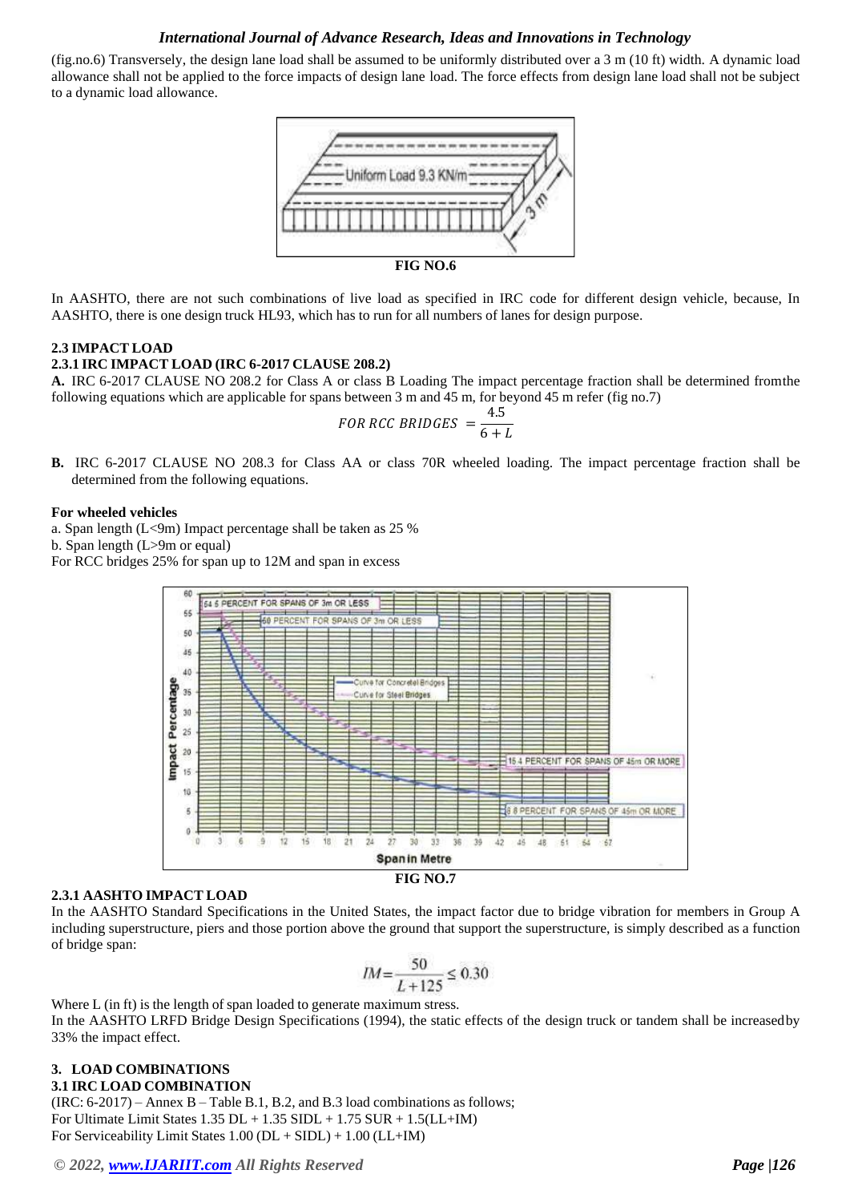(fig.no.6) Transversely, the design lane load shall be assumed to be uniformly distributed over a 3 m (10 ft) width. A dynamic load allowance shall not be applied to the force impacts of design lane load. The force effects from design lane load shall not be subject to a dynamic load allowance.

**FIG NO.6**

In AASHTO, there are not such combinations of live load as specified in IRC code for different design vehicle, because, In AASHTO, there is one design truck HL93, which has to run for all numbers of lanes for design purpose.

### 2.3 IMPACT LOAD

#### 2.3.1 IRC IMPACT LOAD (IRC 6-2017 CLAUSE 208.2)

**A.** IRC 6-2017 CLAUSE NO 208.2 for Class A or class B Loading The impact percentage fraction shall be determined fromthe following equations which are applicable for spans between 3 m and 45 m, for beyond 45 m refer (fig no.7)

$$FOR\ RCC\ BRIDGES\ = \frac{4.5}{6 + L}$$

**B.** IRC 6-2017 CLAUSE NO 208.3 for Class AA or class 70R wheeled loading. The impact percentage fraction shall be determined from the following equations.

**For wheeled vehicles**

a. Span length (L<9m) Impact percentage shall be taken as 25 %

b. Span length (L>9m or equal)

For RCC bridges 25% for span up to 12M and span in excess

**FIG NO.7**

#### 2.3.1 AASHTO IMPACT LOAD

In the AASHTO Standard Specifications in the United States, the impact factor due to bridge vibration for members in Group A including superstructure, piers and those portion above the ground that support the superstructure, is simply described as a function of bridge span:

$$IM = \frac{50}{L + 125} \leq 0.30$$

Where L (in ft) is the length of span loaded to generate maximum stress.

In the AASHTO LRFD Bridge Design Specifications (1994), the static effects of the design truck or tandem shall be increasedby 33% the impact effect.

## 3. LOAD COMBINATIONS

### 3.1 IRC LOAD COMBINATION

(IRC: 6-2017) – Annex B – Table B.1, B.2, and B.3 load combinations as follows;

For Ultimate Limit States 1.35 DL + 1.35 SIDL + 1.75 SUR + 1.5(LL+IM)

For Serviceability Limit States 1.00 (DL + SIDL) + 1.00 (LL+IM)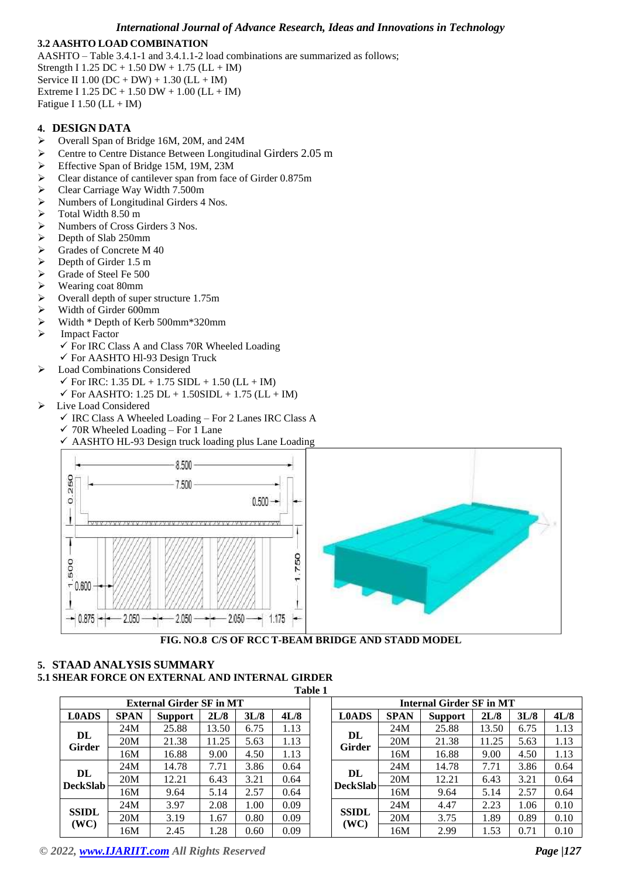### 3.2 AASHTO LOAD COMBINATION

AASHTO – Table 3.4.1-1 and 3.4.1.1-2 load combinations are summarized as follows;
Strength I 1.25 DC + 1.50 DW + 1.75 (LL + IM)
Service II 1.00 (DC + DW) + 1.30 (LL + IM)
Extreme I 1.25 DC + 1.50 DW + 1.00 (LL + IM)
Fatigue I 1.50 (LL + IM)

## 4. DESIGN DATA

- Overall Span of Bridge 16M, 20M, and 24M
- Centre to Centre Distance Between Longitudinal Girders 2.05 m
- Effective Span of Bridge 15M, 19M, 23M
- Clear distance of cantilever span from face of Girder 0.875m
- Clear Carriage Way Width 7.500m
- Numbers of Longitudinal Girders 4 Nos.
- Total Width 8.50 m
- Numbers of Cross Girders 3 Nos.
- Depth of Slab 250mm
- Grades of Concrete M 40
- Depth of Girder 1.5 m
- Grade of Steel Fe 500
- Wearing coat 80mm
- Overall depth of super structure 1.75m
- Width of Girder 600mm
- Width * Depth of Kerb 500mm*320mm
- Impact Factor
  - ✓ For IRC Class A and Class 70R Wheeled Loading
  - ✓ For AASHTO Hl-93 Design Truck
- Load Combinations Considered
  - ✓ For IRC: 1.35 DL + 1.75 SIDL + 1.50 (LL + IM)
  - ✓ For AASHTO: 1.25 DL + 1.50SIDL + 1.75 (LL + IM)
- Live Load Considered
  - ✓ IRC Class A Wheeled Loading – For 2 Lanes IRC Class A
  - ✓ 70R Wheeled Loading – For 1 Lane
  - ✓ AASHTO HL-93 Design truck loading plus Lane Loading

**FIG. NO.8 C/S OF RCC T-BEAM BRIDGE AND STADD MODEL**

## 5. STAAD ANALYSIS SUMMARY

### 5.1 SHEAR FORCE ON EXTERNAL AND INTERNAL GIRDER

**Table 1**

| External Girder SF in MT | | | | | | | Internal Girder SF in MT | | | | | |
|---|---|---|---|---|---|---|---|---|---|---|---|---|
| L0ADS | SPAN | Support | 2L/8 | 3L/8 | 4L/8 | | L0ADS | SPAN | Support | 2L/8 | 3L/8 | 4L/8 |
| DL Girder | 24M | 25.88 | 13.50 | 6.75 | 1.13 | | DL Girder | 24M | 25.88 | 13.50 | 6.75 | 1.13 |
| | 20M | 21.38 | 11.25 | 5.63 | 1.13 | | | 20M | 21.38 | 11.25 | 5.63 | 1.13 |
| | 16M | 16.88 | 9.00 | 4.50 | 1.13 | | | 16M | 16.88 | 9.00 | 4.50 | 1.13 |
| DL DeckSlab | 24M | 14.78 | 7.71 | 3.86 | 0.64 | | DL DeckSlab | 24M | 14.78 | 7.71 | 3.86 | 0.64 |
| | 20M | 12.21 | 6.43 | 3.21 | 0.64 | | | 20M | 12.21 | 6.43 | 3.21 | 0.64 |
| | 16M | 9.64 | 5.14 | 2.57 | 0.64 | | | 16M | 9.64 | 5.14 | 2.57 | 0.64 |
| SSIDL (WC) | 24M | 3.97 | 2.08 | 1.00 | 0.09 | | SSIDL (WC) | 24M | 4.47 | 2.23 | 1.06 | 0.10 |
| | 20M | 3.19 | 1.67 | 0.80 | 0.09 | | | 20M | 3.75 | 1.89 | 0.89 | 0.10 |
| | 16M | 2.45 | 1.28 | 0.60 | 0.09 | | | 16M | 2.99 | 1.53 | 0.71 | 0.10 |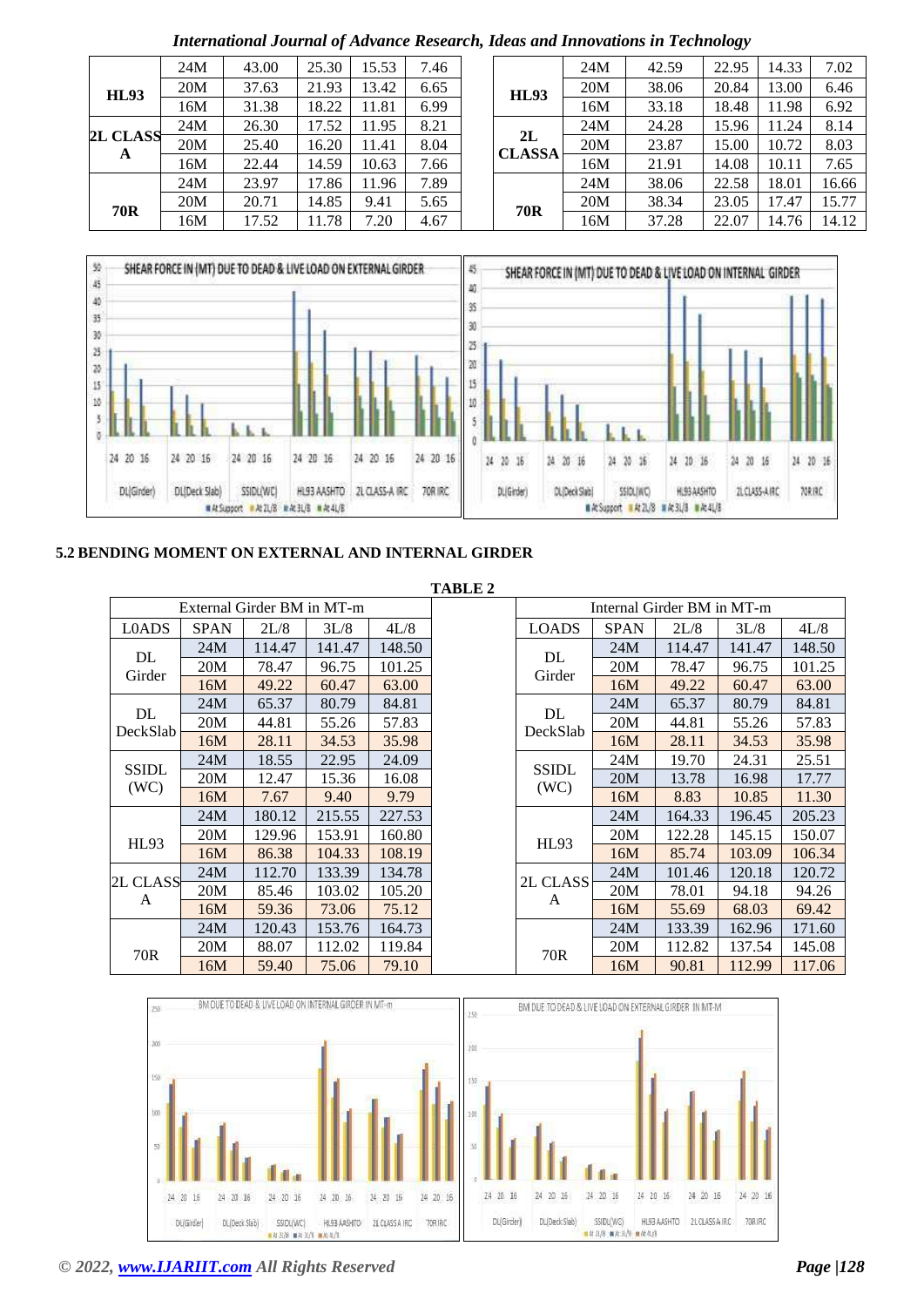| HL93 | 24M | 43.00 | 25.30 | 15.53 | 7.46 |
|---|---|---|---|---|---|
| | 20M | 37.63 | 21.93 | 13.42 | 6.65 |
| | 16M | 31.38 | 18.22 | 11.81 | 6.99 |
| 2L CLASS A | 24M | 26.30 | 17.52 | 11.95 | 8.21 |
| | 20M | 25.40 | 16.20 | 11.41 | 8.04 |
| | 16M | 22.44 | 14.59 | 10.63 | 7.66 |
| 70R | 24M | 23.97 | 17.86 | 11.96 | 7.89 |
| | 20M | 20.71 | 14.85 | 9.41 | 5.65 |
| | 16M | 17.52 | 11.78 | 7.20 | 4.67 |

| HL93 | 24M | 42.59 | 22.95 | 14.33 | 7.02 |
|---|---|---|---|---|---|
| | 20M | 38.06 | 20.84 | 13.00 | 6.46 |
| | 16M | 33.18 | 18.48 | 11.98 | 6.92 |
| 2L CLASSA | 24M | 24.28 | 15.96 | 11.24 | 8.14 |
| | 20M | 23.87 | 15.00 | 10.72 | 8.03 |
| | 16M | 21.91 | 14.08 | 10.11 | 7.65 |
| 70R | 24M | 38.06 | 22.58 | 18.01 | 16.66 |
| | 20M | 38.34 | 23.05 | 17.47 | 15.77 |
| | 16M | 37.28 | 22.07 | 14.76 | 14.12 |

## 5.2 BENDING MOMENT ON EXTERNAL AND INTERNAL GIRDER

**TABLE 2**

| External Girder BM in MT-m | | | | |
|---|---|---|---|---|
| L0ADS | SPAN | 2L/8 | 3L/8 | 4L/8 |
| DL Girder | 24M | 114.47 | 141.47 | 148.50 |
| | 20M | 78.47 | 96.75 | 101.25 |
| | 16M | 49.22 | 60.47 | 63.00 |
| DL DeckSlab | 24M | 65.37 | 80.79 | 84.81 |
| | 20M | 44.81 | 55.26 | 57.83 |
| | 16M | 28.11 | 34.53 | 35.98 |
| SSIDL (WC) | 24M | 18.55 | 22.95 | 24.09 |
| | 20M | 12.47 | 15.36 | 16.08 |
| | 16M | 7.67 | 9.40 | 9.79 |
| HL93 | 24M | 180.12 | 215.55 | 227.53 |
| | 20M | 129.96 | 153.91 | 160.80 |
| | 16M | 86.38 | 104.33 | 108.19 |
| 2L CLASS A | 24M | 112.70 | 133.39 | 134.78 |
| | 20M | 85.46 | 103.02 | 105.20 |
| | 16M | 59.36 | 73.06 | 75.12 |
| 70R | 24M | 120.43 | 153.76 | 164.73 |
| | 20M | 88.07 | 112.02 | 119.84 |
| | 16M | 59.40 | 75.06 | 79.10 |

| Internal Girder BM in MT-m | | | | |
|---|---|---|---|---|
| LOADS | SPAN | 2L/8 | 3L/8 | 4L/8 |
| DL Girder | 24M | 114.47 | 141.47 | 148.50 |
| | 20M | 78.47 | 96.75 | 101.25 |
| | 16M | 49.22 | 60.47 | 63.00 |
| DL DeckSlab | 24M | 65.37 | 80.79 | 84.81 |
| | 20M | 44.81 | 55.26 | 57.83 |
| | 16M | 28.11 | 34.53 | 35.98 |
| SSIDL (WC) | 24M | 19.70 | 24.31 | 25.51 |
| | 20M | 13.78 | 16.98 | 17.77 |
| | 16M | 8.83 | 10.85 | 11.30 |
| HL93 | 24M | 164.33 | 196.45 | 205.23 |
| | 20M | 122.28 | 145.15 | 150.07 |
| | 16M | 85.74 | 103.09 | 106.34 |
| 2L CLASS A | 24M | 101.46 | 120.18 | 120.72 |
| | 20M | 78.01 | 94.18 | 94.26 |
| | 16M | 55.69 | 68.03 | 69.42 |
| 70R | 24M | 133.39 | 162.96 | 171.60 |
| | 20M | 112.82 | 137.54 | 145.08 |
| | 16M | 90.81 | 112.99 | 117.06 |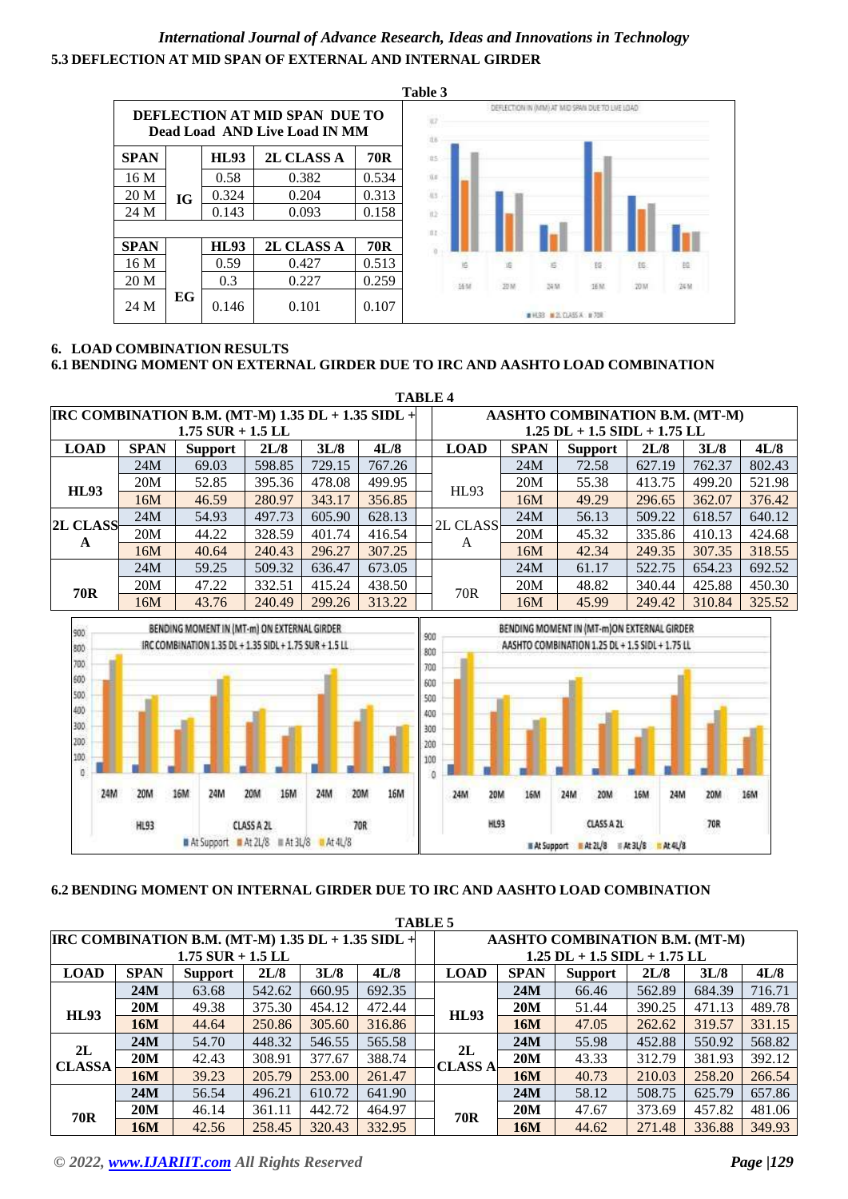### 5.3 DEFLECTION AT MID SPAN OF EXTERNAL AND INTERNAL GIRDER

**Table 3**

| DEFLECTION AT MID SPAN DUE TO Dead Load AND Live Load IN MM | | | | |
|---|---|---|---|---|
| **SPAN** | | **HL93** | **2L CLASS A** | **70R** |
| 16 M | IG | 0.58 | 0.382 | 0.534 |
| 20 M | IG | 0.324 | 0.204 | 0.313 |
| 24 M | IG | 0.143 | 0.093 | 0.158 |
| **SPAN** | | **HL93** | **2L CLASS A** | **70R** |
| 16 M | EG | 0.59 | 0.427 | 0.513 |
| 20 M | EG | 0.3 | 0.227 | 0.259 |
| 24 M | EG | 0.146 | 0.101 | 0.107 |

## 6. LOAD COMBINATION RESULTS

### 6.1 BENDING MOMENT ON EXTERNAL GIRDER DUE TO IRC AND AASHTO LOAD COMBINATION

**TABLE 4**

| IRC COMBINATION B.M. (MT-M) 1.35 DL + 1.35 SIDL + 1.75 SUR + 1.5 LL | | | | | | | AASHTO COMBINATION B.M. (MT-M) 1.25 DL + 1.5 SIDL + 1.75 LL | | | | | |
|---|---|---|---|---|---|---|---|---|---|---|---|---|
| **LOAD** | **SPAN** | **Support** | **2L/8** | **3L/8** | **4L/8** | | **LOAD** | **SPAN** | **Support** | **2L/8** | **3L/8** | **4L/8** |
| **HL93** | 24M | 69.03 | 598.85 | 729.15 | 767.26 | | HL93 | 24M | 72.58 | 627.19 | 762.37 | 802.43 |
| | 20M | 52.85 | 395.36 | 478.08 | 499.95 | | | 20M | 55.38 | 413.75 | 499.20 | 521.98 |
| | 16M | 46.59 | 280.97 | 343.17 | 356.85 | | | 16M | 49.29 | 296.65 | 362.07 | 376.42 |
| **2L CLASS A** | 24M | 54.93 | 497.73 | 605.90 | 628.13 | | 2L CLASS A | 24M | 56.13 | 509.22 | 618.57 | 640.12 |
| | 20M | 44.22 | 328.59 | 401.74 | 416.54 | | | 20M | 45.32 | 335.86 | 410.13 | 424.68 |
| | 16M | 40.64 | 240.43 | 296.27 | 307.25 | | | 16M | 42.34 | 249.35 | 307.35 | 318.55 |
| **70R** | 24M | 59.25 | 509.32 | 636.47 | 673.05 | | 70R | 24M | 61.17 | 522.75 | 654.23 | 692.52 |
| | 20M | 47.22 | 332.51 | 415.24 | 438.50 | | | 20M | 48.82 | 340.44 | 425.88 | 450.30 |
| | 16M | 43.76 | 240.49 | 299.26 | 313.22 | | | 16M | 45.99 | 249.42 | 310.84 | 325.52 |

### 6.2 BENDING MOMENT ON INTERNAL GIRDER DUE TO IRC AND AASHTO LOAD COMBINATION

**TABLE 5**

| IRC COMBINATION B.M. (MT-M) 1.35 DL + 1.35 SIDL + 1.75 SUR + 1.5 LL | | | | | | | AASHTO COMBINATION B.M. (MT-M) 1.25 DL + 1.5 SIDL + 1.75 LL | | | | | |
|---|---|---|---|---|---|---|---|---|---|---|---|---|
| **LOAD** | **SPAN** | **Support** | **2L/8** | **3L/8** | **4L/8** | | **LOAD** | **SPAN** | **Support** | **2L/8** | **3L/8** | **4L/8** |
| **HL93** | **24M** | 63.68 | 542.62 | 660.95 | 692.35 | | **HL93** | **24M** | 66.46 | 562.89 | 684.39 | 716.71 |
| | **20M** | 49.38 | 375.30 | 454.12 | 472.44 | | | **20M** | 51.44 | 390.25 | 471.13 | 489.78 |
| | **16M** | 44.64 | 250.86 | 305.60 | 316.86 | | | **16M** | 47.05 | 262.62 | 319.57 | 331.15 |
| **2L CLASSA** | **24M** | 54.70 | 448.32 | 546.55 | 565.58 | | **2L CLASS A** | **24M** | 55.98 | 452.88 | 550.92 | 568.82 |
| | **20M** | 42.43 | 308.91 | 377.67 | 388.74 | | | **20M** | 43.33 | 312.79 | 381.93 | 392.12 |
| | **16M** | 39.23 | 205.79 | 253.00 | 261.47 | | | **16M** | 40.73 | 210.03 | 258.20 | 266.54 |
| **70R** | **24M** | 56.54 | 496.21 | 610.72 | 641.90 | | **70R** | **24M** | 58.12 | 508.75 | 625.79 | 657.86 |
| | **20M** | 46.14 | 361.11 | 442.72 | 464.97 | | | **20M** | 47.67 | 373.69 | 457.82 | 481.06 |
| | **16M** | 42.56 | 258.45 | 320.43 | 332.95 | | | **16M** | 44.62 | 271.48 | 336.88 | 349.93 |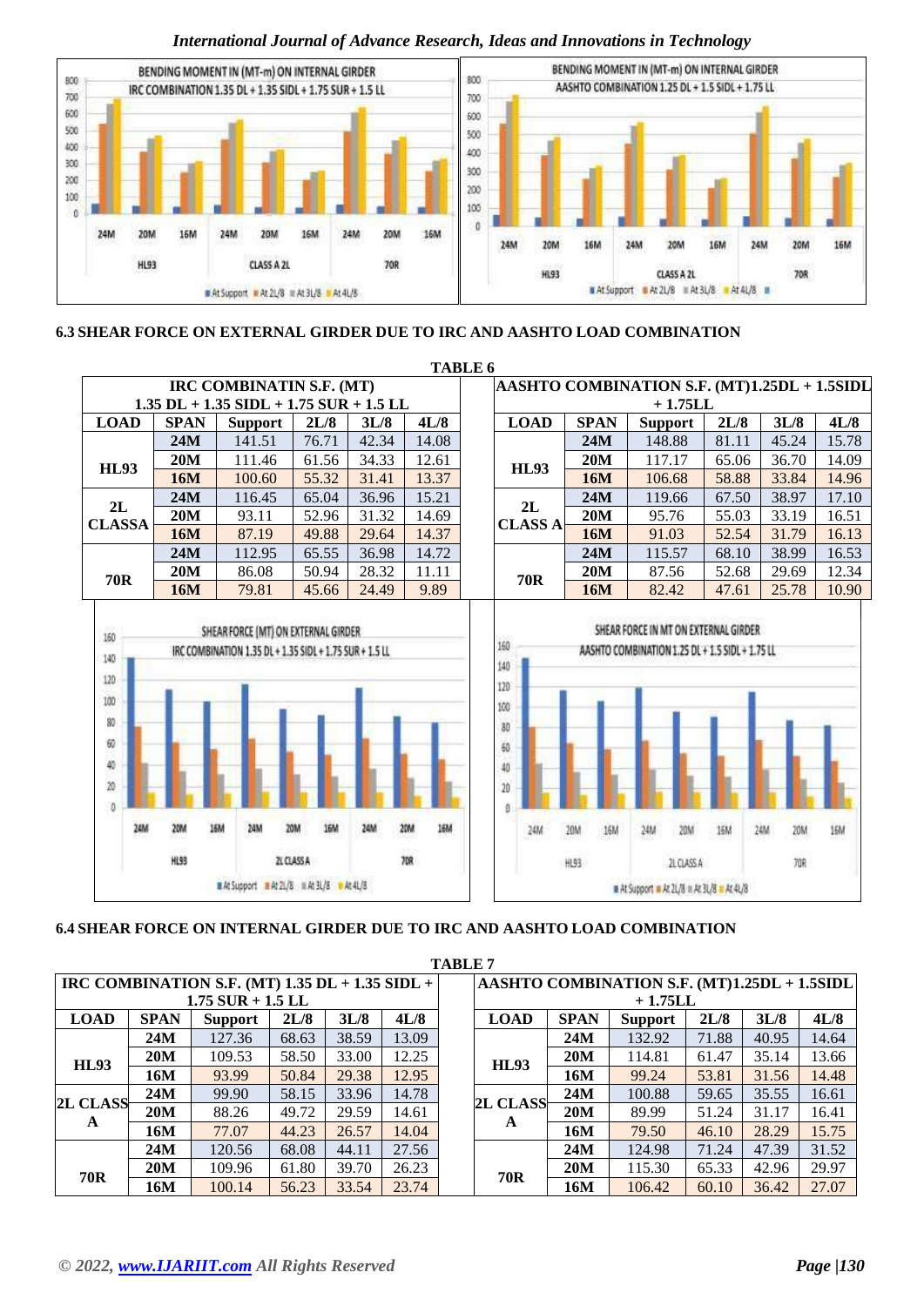### 6.3 SHEAR FORCE ON EXTERNAL GIRDER DUE TO IRC AND AASHTO LOAD COMBINATION

**TABLE 6**

| IRC COMBINATIN S.F. (MT) 1.35 DL + 1.35 SIDL + 1.75 SUR + 1.5 LL | | | | | | | AASHTO COMBINATION S.F. (MT)1.25DL + 1.5SIDL + 1.75LL | | | | | |
|---|---|---|---|---|---|---|---|---|---|---|---|---|
| **LOAD** | **SPAN** | **Support** | **2L/8** | **3L/8** | **4L/8** | | **LOAD** | **SPAN** | **Support** | **2L/8** | **3L/8** | **4L/8** |
| **HL93** | **24M** | 141.51 | 76.71 | 42.34 | 14.08 | | **HL93** | **24M** | 148.88 | 81.11 | 45.24 | 15.78 |
| | **20M** | 111.46 | 61.56 | 34.33 | 12.61 | | | **20M** | 117.17 | 65.06 | 36.70 | 14.09 |
| | **16M** | 100.60 | 55.32 | 31.41 | 13.37 | | | **16M** | 106.68 | 58.88 | 33.84 | 14.96 |
| **2L CLASSA** | **24M** | 116.45 | 65.04 | 36.96 | 15.21 | | **2L CLASS A** | **24M** | 119.66 | 67.50 | 38.97 | 17.10 |
| | **20M** | 93.11 | 52.96 | 31.32 | 14.69 | | | **20M** | 95.76 | 55.03 | 33.19 | 16.51 |
| | **16M** | 87.19 | 49.88 | 29.64 | 14.37 | | | **16M** | 91.03 | 52.54 | 31.79 | 16.13 |
| **70R** | **24M** | 112.95 | 65.55 | 36.98 | 14.72 | | **70R** | **24M** | 115.57 | 68.10 | 38.99 | 16.53 |
| | **20M** | 86.08 | 50.94 | 28.32 | 11.11 | | | **20M** | 87.56 | 52.68 | 29.69 | 12.34 |
| | **16M** | 79.81 | 45.66 | 24.49 | 9.89 | | | **16M** | 82.42 | 47.61 | 25.78 | 10.90 |

### 6.4 SHEAR FORCE ON INTERNAL GIRDER DUE TO IRC AND AASHTO LOAD COMBINATION

**TABLE 7**

| IRC COMBINATION S.F. (MT) 1.35 DL + 1.35 SIDL + 1.75 SUR + 1.5 LL | | | | | | | AASHTO COMBINATION S.F. (MT)1.25DL + 1.5SIDL + 1.75LL | | | | | |
|---|---|---|---|---|---|---|---|---|---|---|---|---|
| **LOAD** | **SPAN** | **Support** | **2L/8** | **3L/8** | **4L/8** | | **LOAD** | **SPAN** | **Support** | **2L/8** | **3L/8** | **4L/8** |
| **HL93** | **24M** | 127.36 | 68.63 | 38.59 | 13.09 | | **HL93** | **24M** | 132.92 | 71.88 | 40.95 | 14.64 |
| | **20M** | 109.53 | 58.50 | 33.00 | 12.25 | | | **20M** | 114.81 | 61.47 | 35.14 | 13.66 |
| | **16M** | 93.99 | 50.84 | 29.38 | 12.95 | | | **16M** | 99.24 | 53.81 | 31.56 | 14.48 |
| **2L CLASS A** | **24M** | 99.90 | 58.15 | 33.96 | 14.78 | | **2L CLASS A** | **24M** | 100.88 | 59.65 | 35.55 | 16.61 |
| | **20M** | 88.26 | 49.72 | 29.59 | 14.61 | | | **20M** | 89.99 | 51.24 | 31.17 | 16.41 |
| | **16M** | 77.07 | 44.23 | 26.57 | 14.04 | | | **16M** | 79.50 | 46.10 | 28.29 | 15.75 |
| **70R** | **24M** | 120.56 | 68.08 | 44.11 | 27.56 | | **70R** | **24M** | 124.98 | 71.24 | 47.39 | 31.52 |
| | **20M** | 109.96 | 61.80 | 39.70 | 26.23 | | | **20M** | 115.30 | 65.33 | 42.96 | 29.97 |
| | **16M** | 100.14 | 56.23 | 33.54 | 23.74 | | | **16M** | 106.42 | 60.10 | 36.42 | 27.07 |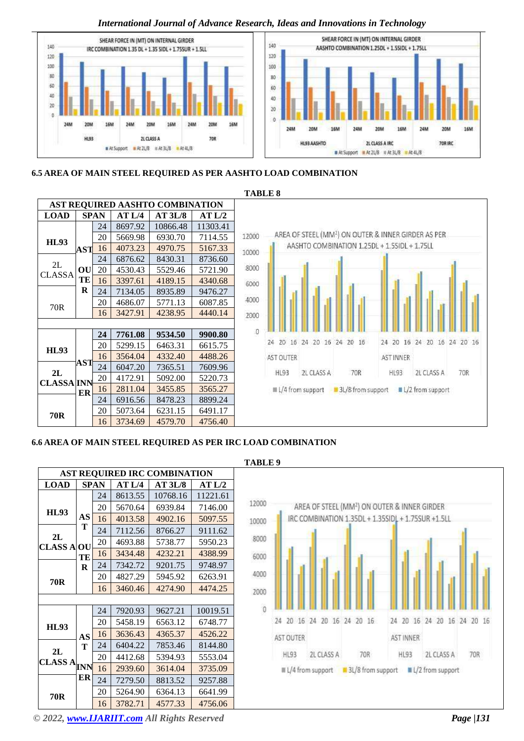SHEAR FORCE IN (MT) ON INTERNAL GIRDER
IRC COMBINATION 1.35 DL + 1.35 SIDL + 1.75SUR + 1.5LL

SHEAR FORCE IN (MT) ON INTERNAL GIRDER
AASHTO COMBINATION 1.25DL + 1.5SIDL + 1.75LL

### 6.5 AREA OF MAIN STEEL REQUIRED AS PER AASHTO LOAD COMBINATION

**TABLE 8**

| AST REQUIRED AASHTO COMBINATION | | | | | |
|---|---|---|---|---|---|
| **LOAD** | **SPAN** | | **AT L/4** | **AT 3L/8** | **AT L/2** |
| **HL93** | **AST OUTER** | 24 | 8697.92 | 10866.48 | 11303.41 |
| | | 20 | 5669.98 | 6930.70 | 7114.55 |
| | | 16 | 4073.23 | 4970.75 | 5167.33 |
| 2L CLASSA | | 24 | 6876.62 | 8430.31 | 8736.60 |
| | | 20 | 4530.43 | 5529.46 | 5721.90 |
| | | 16 | 3397.61 | 4189.15 | 4340.68 |
| 70R | | 24 | 7134.05 | 8935.89 | 9476.27 |
| | | 20 | 4686.07 | 5771.13 | 6087.85 |
| | | 16 | 3427.91 | 4238.95 | 4440.14 |
| | | | | | |
| **HL93** | **AST INNER** | **24** | **7761.08** | **9534.50** | **9900.80** |
| | | 20 | 5299.15 | 6463.31 | 6615.75 |
| | | 16 | 3564.04 | 4332.40 | 4488.26 |
| **2L CLASSA** | | 24 | 6047.20 | 7365.51 | 7609.96 |
| | | 20 | 4172.91 | 5092.00 | 5220.73 |
| | | 16 | 2811.04 | 3455.85 | 3565.27 |
| **70R** | | 24 | 6916.56 | 8478.23 | 8899.24 |
| | | 20 | 5073.64 | 6231.15 | 6491.17 |
| | | 16 | 3734.69 | 4579.70 | 4756.40 |

AREA OF STEEL (MM²) ON OUTER & INNER GIRDER AS PER AASHTO COMBINATION 1.25DL + 1.5SIDL + 1.75LL

### 6.6 AREA OF MAIN STEEL REQUIRED AS PER IRC LOAD COMBINATION

**TABLE 9**

| AST REQUIRED IRC COMBINATION | | | | | |
|---|---|---|---|---|---|
| **LOAD** | **SPAN** | | **AT L/4** | **AT 3L/8** | **AT L/2** |
| **HL93** | **AST OUTER** | 24 | 8613.55 | 10768.16 | 11221.61 |
| | | 20 | 5670.64 | 6939.84 | 7146.00 |
| | | 16 | 4013.58 | 4902.16 | 5097.55 |
| **2L CLASS A** | | 24 | 7112.56 | 8766.27 | 9111.62 |
| | | 20 | 4693.88 | 5738.77 | 5950.23 |
| | | 16 | 3434.48 | 4232.21 | 4388.99 |
| **70R** | | 24 | 7342.72 | 9201.75 | 9748.97 |
| | | 20 | 4827.29 | 5945.92 | 6263.91 |
| | | 16 | 3460.46 | 4274.90 | 4474.25 |
| | | | | | |
| **HL93** | **AST INNER** | 24 | 7920.93 | 9627.21 | 10019.51 |
| | | 20 | 5458.19 | 6563.12 | 6748.77 |
| | | 16 | 3636.43 | 4365.37 | 4526.22 |
| **2L CLASS A** | | 24 | 6404.22 | 7853.46 | 8144.80 |
| | | 20 | 4412.68 | 5394.93 | 5553.04 |
| | | 16 | 2939.60 | 3614.04 | 3735.09 |
| **70R** | | 24 | 7279.50 | 8813.52 | 9257.88 |
| | | 20 | 5264.90 | 6364.13 | 6641.99 |
| | | 16 | 3782.71 | 4577.33 | 4756.06 |

AREA OF STEEL (MM²) ON OUTER & INNER GIRDER IRC COMBINATION 1.35DL + 1.35SIDL + 1.75SUR +1.5LL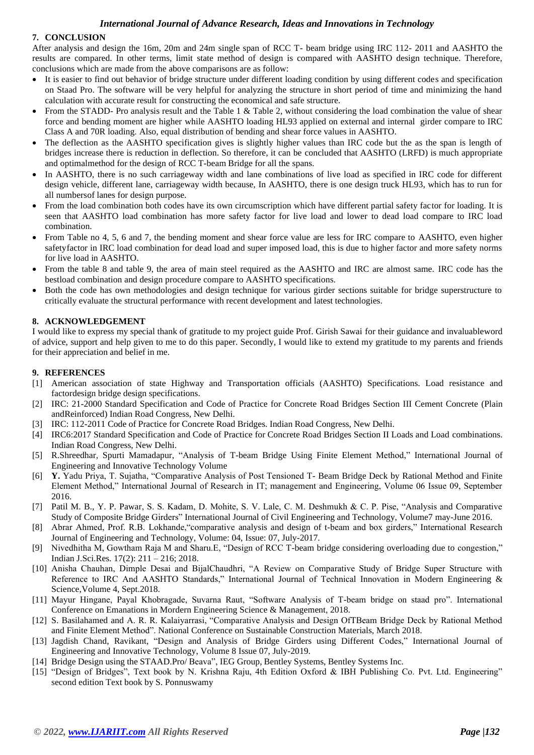## 7. CONCLUSION

After analysis and design the 16m, 20m and 24m single span of RCC T- beam bridge using IRC 112- 2011 and AASHTO the results are compared. In other terms, limit state method of design is compared with AASHTO design technique. Therefore, conclusions which are made from the above comparisons are as follow:

- It is easier to find out behavior of bridge structure under different loading condition by using different codes and specification on Staad Pro. The software will be very helpful for analyzing the structure in short period of time and minimizing the hand calculation with accurate result for constructing the economical and safe structure.
- From the STADD- Pro analysis result and the Table 1 & Table 2, without considering the load combination the value of shear force and bending moment are higher while AASHTO loading HL93 applied on external and internal girder compare to IRC Class A and 70R loading. Also, equal distribution of bending and shear force values in AASHTO.
- The deflection as the AASHTO specification gives is slightly higher values than IRC code but the as the span is length of bridges increase there is reduction in deflection. So therefore, it can be concluded that AASHTO (LRFD) is much appropriate and optimalmethod for the design of RCC T-beam Bridge for all the spans.
- In AASHTO, there is no such carriageway width and lane combinations of live load as specified in IRC code for different design vehicle, different lane, carriageway width because, In AASHTO, there is one design truck HL93, which has to run for all numbersof lanes for design purpose.
- From the load combination both codes have its own circumscription which have different partial safety factor for loading. It is seen that AASHTO load combination has more safety factor for live load and lower to dead load compare to IRC load combination.
- From Table no 4, 5, 6 and 7, the bending moment and shear force value are less for IRC compare to AASHTO, even higher safetyfactor in IRC load combination for dead load and super imposed load, this is due to higher factor and more safety norms for live load in AASHTO.
- From the table 8 and table 9, the area of main steel required as the AASHTO and IRC are almost same. IRC code has the bestload combination and design procedure compare to AASHTO specifications.
- Both the code has own methodologies and design technique for various girder sections suitable for bridge superstructure to critically evaluate the structural performance with recent development and latest technologies.

## 8. ACKNOWLEDGEMENT

I would like to express my special thank of gratitude to my project guide Prof. Girish Sawai for their guidance and invaluableword of advice, support and help given to me to do this paper. Secondly, I would like to extend my gratitude to my parents and friends for their appreciation and belief in me.

## 9. REFERENCES

[1] American association of state Highway and Transportation officials (AASHTO) Specifications. Load resistance and factordesign bridge design specifications.

[2] IRC: 21-2000 Standard Specification and Code of Practice for Concrete Road Bridges Section III Cement Concrete (Plain andReinforced) Indian Road Congress, New Delhi.

[3] IRC: 112-2011 Code of Practice for Concrete Road Bridges. Indian Road Congress, New Delhi.

[4] IRC6:2017 Standard Specification and Code of Practice for Concrete Road Bridges Section II Loads and Load combinations. Indian Road Congress, New Delhi.

[5] R.Shreedhar, Spurti Mamadapur, "Analysis of T-beam Bridge Using Finite Element Method," International Journal of Engineering and Innovative Technology Volume

[6] **Y.** Yadu Priya, T. Sujatha, "Comparative Analysis of Post Tensioned T- Beam Bridge Deck by Rational Method and Finite Element Method," International Journal of Research in IT; management and Engineering, Volume 06 Issue 09, September 2016.

[7] Patil M. B., Y. P. Pawar, S. S. Kadam, D. Mohite, S. V. Lale, C. M. Deshmukh & C. P. Pise, "Analysis and Comparative Study of Composite Bridge Girders" International Journal of Civil Engineering and Technology, Volume7 may-June 2016.

[8] Abrar Ahmed, Prof. R.B. Lokhande,"comparative analysis and design of t-beam and box girders," International Research Journal of Engineering and Technology, Volume: 04, Issue: 07, July-2017.

[9] Nivedhitha M, Gowtham Raja M and Sharu.E, "Design of RCC T-beam bridge considering overloading due to congestion," Indian J.Sci.Res. 17(2): 211 – 216; 2018.

[10] Anisha Chauhan, Dimple Desai and BijalChaudhri, "A Review on Comparative Study of Bridge Super Structure with Reference to IRC And AASHTO Standards," International Journal of Technical Innovation in Modern Engineering & Science,Volume 4, Sept.2018.

[11] Mayur Hingane, Payal Khobragade, Suvarna Raut, "Software Analysis of T-beam bridge on staad pro". International Conference on Emanations in Mordern Engineering Science & Management, 2018.

[12] S. Basilahamed and A. R. R. Kalaiyarrasi, "Comparative Analysis and Design OfTBeam Bridge Deck by Rational Method and Finite Element Method". National Conference on Sustainable Construction Materials, March 2018.

[13] Jagdish Chand, Ravikant, "Design and Analysis of Bridge Girders using Different Codes," International Journal of Engineering and Innovative Technology, Volume 8 Issue 07, July-2019.

[14] Bridge Design using the STAAD.Pro/ Beava", IEG Group, Bentley Systems, Bentley Systems Inc.

[15] "Design of Bridges", Text book by N. Krishna Raju, 4th Edition Oxford & IBH Publishing Co. Pvt. Ltd. Engineering" second edition Text book by S. Ponnuswamy